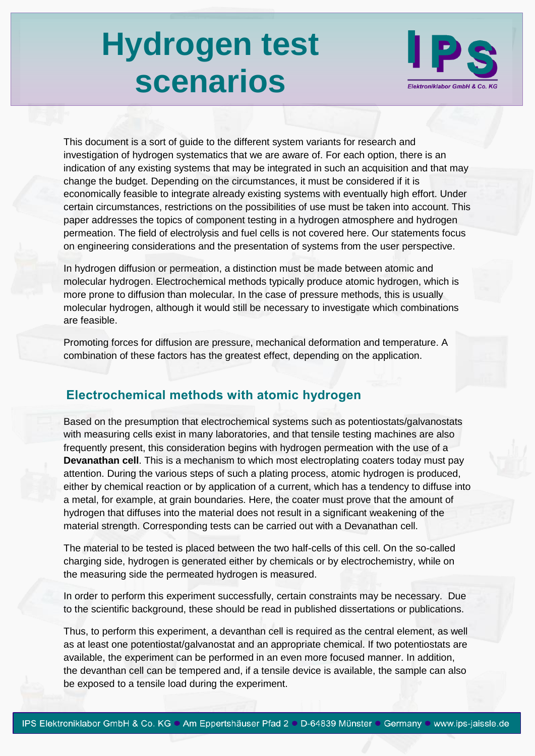# Hydrogen test scenarios

This document is a sort of guide to the different system variants for research and investigation of hydrogen systematics that we are aware of. For each option, there is an indication of any existing systems that may be integrated in such an acquisition and that may change the budget. Depending on the circumstances, it must be considered if it is economically feasible to integrate already existing systems with eventually high effort. Under certain circumstances, restrictions on the possibilities of use must be taken into account. This paper addresses the topics of component testing in a hydrogen atmosphere and hydrogen permeation. The field of electrolysis and fuel cells is not covered here. Our statements focus on engineering considerations and the presentation of systems from the user perspective.

In hydrogen diffusion or permeation, a distinction must be made between atomic and molecular hydrogen. Electrochemical methods typically produce atomic hydrogen, which is more prone to diffusion than molecular. In the case of pressure methods, this is usually molecular hydrogen, although it would still be necessary to investigate which combinations are feasible.

Promoting forces for diffusion are pressure, mechanical deformation and temperature. A combination of these factors has the greatest effect, depending on the application.

## Electrochemical methods with atomic hydrogen

Based on the presumption that electrochemical systems such as potentiostats/galvanostats with measuring cells exist in many laboratories, and that tensile testing machines are also frequently present, this consideration begins with hydrogen permeation with the use of a **Devanathan cell**. This is a mechanism to which most electroplating coaters today must pay attention. During the various steps of such a plating process, atomic hydrogen is produced, either by chemical reaction or by application of a current, which has a tendency to diffuse into a metal, for example, at grain boundaries. Here, the coater must prove that the amount of hydrogen that diffuses into the material does not result in a significant weakening of the material strength. Corresponding tests can be carried out with a Devanathan cell.

The material to be tested is placed between the two half-cells of this cell. On the so-called charging side, hydrogen is generated either by chemicals or by electrochemistry, while on the measuring side the permeated hydrogen is measured.

In order to perform this experiment successfully, certain constraints may be necessary. Due to the scientific background, these should be read in published dissertations or publications.

Thus, to perform this experiment, a devanthan cell is required as the central element, as well as at least one potentiostat/galvanostat and an appropriate chemical. If two potentiostats are available, the experiment can be performed in an even more focused manner. In addition, the devanthan cell can be tempered and, if a tensile device is available, the sample can also be exposed to a tensile load during the experiment.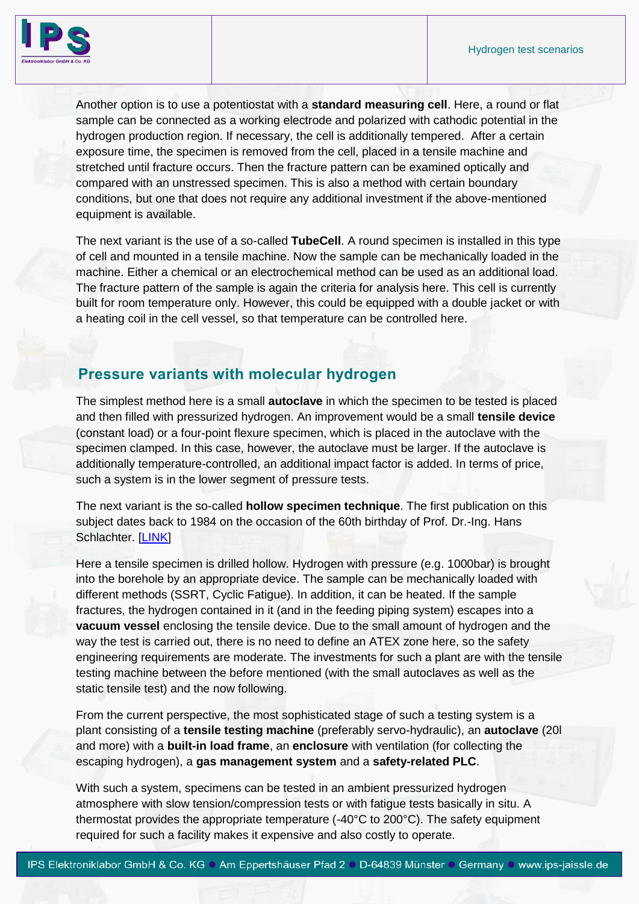Another option is to use a potentiostat with a **standard measuring cell**. Here, a round or flat sample can be connected as a working electrode and polarized with cathodic potential in the hydrogen production region. If necessary, the cell is additionally tempered. After a certain exposure time, the specimen is removed from the cell, placed in a tensile machine and stretched until fracture occurs. Then the fracture pattern can be examined optically and compared with an unstressed specimen. This is also a method with certain boundary conditions, but one that does not require any additional investment if the above-mentioned equipment is available.

The next variant is the use of a so-called **TubeCell**. A round specimen is installed in this type of cell and mounted in a tensile machine. Now the sample can be mechanically loaded in the machine. Either a chemical or an electrochemical method can be used as an additional load. The fracture pattern of the sample is again the criteria for analysis here. This cell is currently built for room temperature only. However, this could be equipped with a double jacket or with a heating coil in the cell vessel, so that temperature can be controlled here.

## Pressure variants with molecular hydrogen

The simplest method here is a small **autoclave** in which the specimen to be tested is placed and then filled with pressurized hydrogen. An improvement would be a small **tensile device** (constant load) or a four-point flexure specimen, which is placed in the autoclave with the specimen clamped. In this case, however, the autoclave must be larger. If the autoclave is additionally temperature-controlled, an additional impact factor is added. In terms of price, such a system is in the lower segment of pressure tests.

The next variant is the so-called **hollow specimen technique**. The first publication on this subject dates back to 1984 on the occasion of the 60th birthday of Prof. Dr.-Ing. Hans Schlachter. [LINK]

Here a tensile specimen is drilled hollow. Hydrogen with pressure (e.g. 1000bar) is brought into the borehole by an appropriate device. The sample can be mechanically loaded with different methods (SSRT, Cyclic Fatigue). In addition, it can be heated. If the sample fractures, the hydrogen contained in it (and in the feeding piping system) escapes into a **vacuum vessel** enclosing the tensile device. Due to the small amount of hydrogen and the way the test is carried out, there is no need to define an ATEX zone here, so the safety engineering requirements are moderate. The investments for such a plant are with the tensile testing machine between the before mentioned (with the small autoclaves as well as the static tensile test) and the now following.

From the current perspective, the most sophisticated stage of such a testing system is a plant consisting of a **tensile testing machine** (preferably servo-hydraulic), an **autoclave** (20l and more) with a **built-in load frame**, an **enclosure** with ventilation (for collecting the escaping hydrogen), a **gas management system** and a **safety-related PLC**.

With such a system, specimens can be tested in an ambient pressurized hydrogen atmosphere with slow tension/compression tests or with fatigue tests basically in situ. A thermostat provides the appropriate temperature (-40°C to 200°C). The safety equipment required for such a facility makes it expensive and also costly to operate.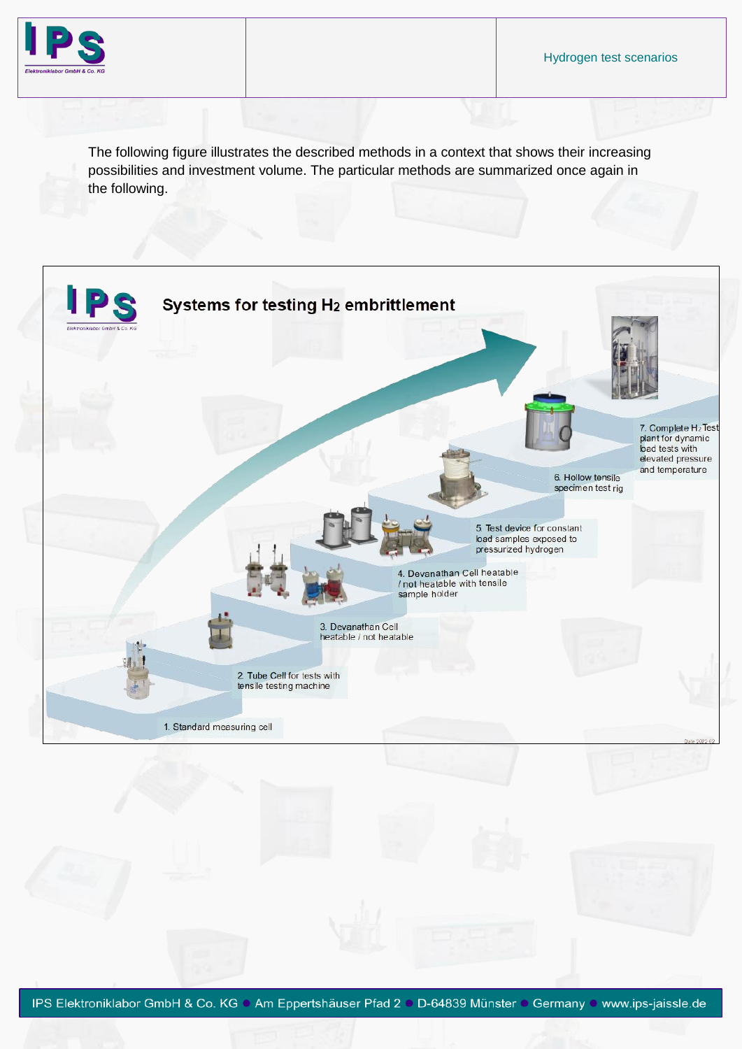The following figure illustrates the described methods in a context that shows their increasing possibilities and investment volume. The particular methods are summarized once again in the following.

**Systems for testing $H_2$ embrittlement**

1. Standard measuring cell
2. Tube Cell for tests with tensile testing machine
3. Devanathan Cell heatable / not heatable
4. Devanathan Cell heatable / not heatable with tensile sample holder
5. Test device for constant load samples exposed to pressurized hydrogen
6. Hollow tensile specimen test rig
7. Complete $H_2$ Test plant for dynamic load tests with elevated pressure and temperature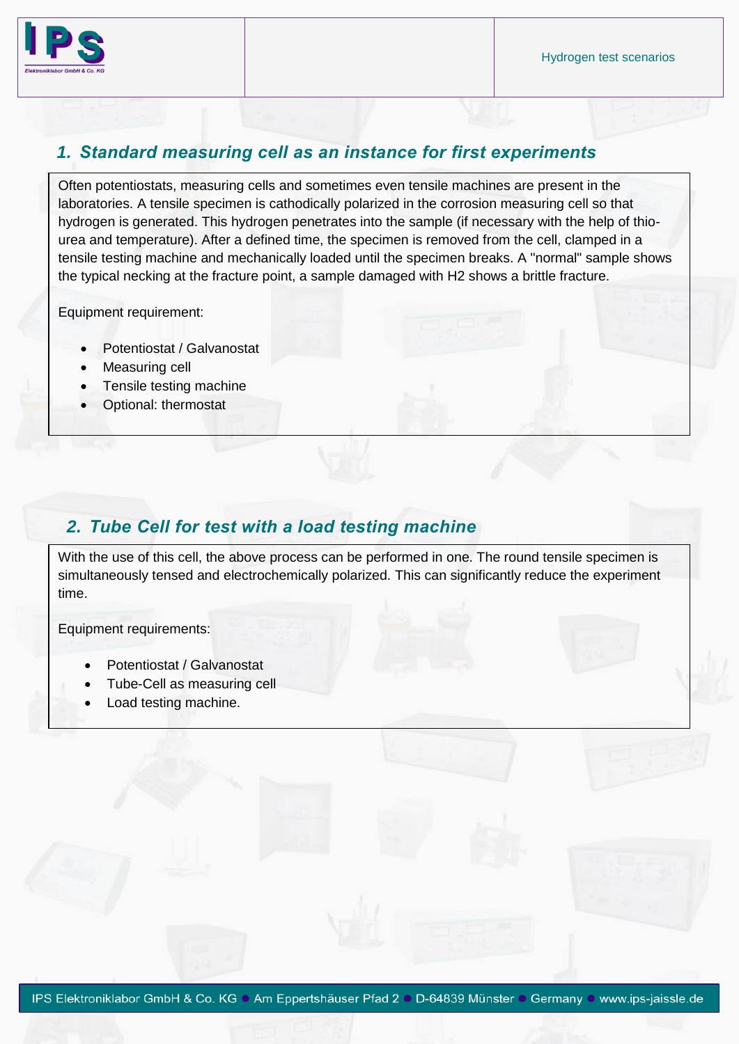## 1. Standard measuring cell as an instance for first experiments

Often potentiostats, measuring cells and sometimes even tensile machines are present in the laboratories. A tensile specimen is cathodically polarized in the corrosion measuring cell so that hydrogen is generated. This hydrogen penetrates into the sample (if necessary with the help of thio-urea and temperature). After a defined time, the specimen is removed from the cell, clamped in a tensile testing machine and mechanically loaded until the specimen breaks. A "normal" sample shows the typical necking at the fracture point, a sample damaged with H2 shows a brittle fracture.

Equipment requirement:

- Potentiostat / Galvanostat
- Measuring cell
- Tensile testing machine
- Optional: thermostat

## 2. Tube Cell for test with a load testing machine

With the use of this cell, the above process can be performed in one. The round tensile specimen is simultaneously tensed and electrochemically polarized. This can significantly reduce the experiment time.

Equipment requirements:

- Potentiostat / Galvanostat
- Tube-Cell as measuring cell
- Load testing machine.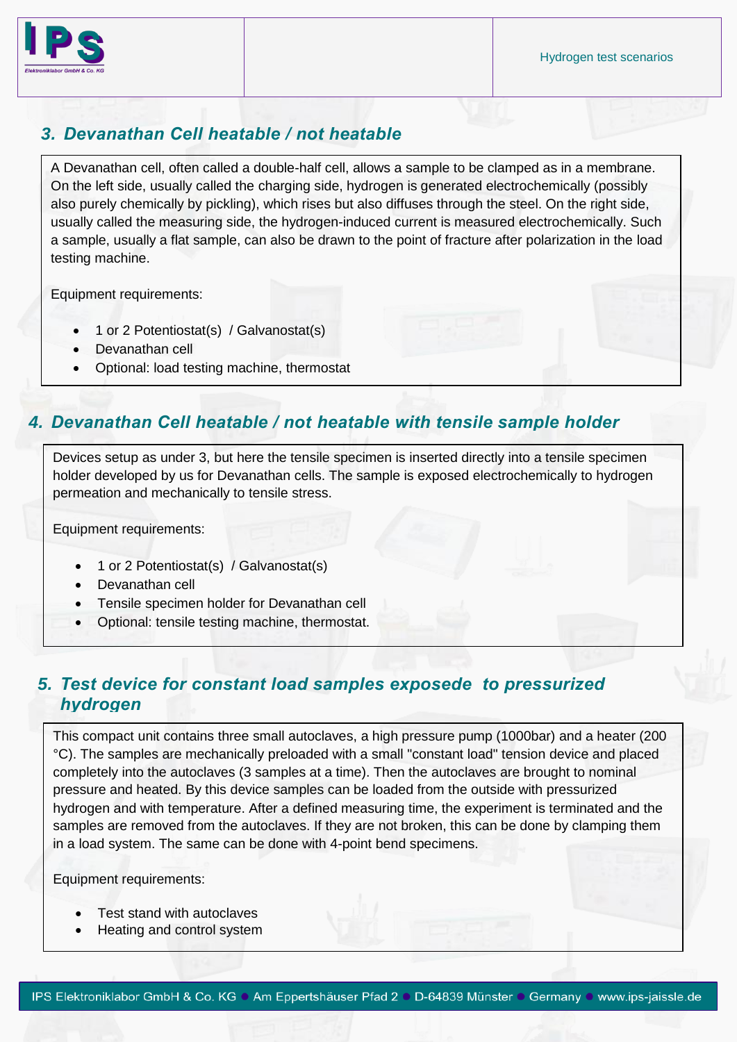## 3. Devanathan Cell heatable / not heatable

A Devanathan cell, often called a double-half cell, allows a sample to be clamped as in a membrane. On the left side, usually called the charging side, hydrogen is generated electrochemically (possibly also purely chemically by pickling), which rises but also diffuses through the steel. On the right side, usually called the measuring side, the hydrogen-induced current is measured electrochemically. Such a sample, usually a flat sample, can also be drawn to the point of fracture after polarization in the load testing machine.

Equipment requirements:

- 1 or 2 Potentiostat(s) / Galvanostat(s)
- Devanathan cell
- Optional: load testing machine, thermostat

## 4. Devanathan Cell heatable / not heatable with tensile sample holder

Devices setup as under 3, but here the tensile specimen is inserted directly into a tensile specimen holder developed by us for Devanathan cells. The sample is exposed electrochemically to hydrogen permeation and mechanically to tensile stress.

Equipment requirements:

- 1 or 2 Potentiostat(s) / Galvanostat(s)
- Devanathan cell
- Tensile specimen holder for Devanathan cell
- Optional: tensile testing machine, thermostat.

## 5. Test device for constant load samples exposede to pressurized hydrogen

This compact unit contains three small autoclaves, a high pressure pump (1000bar) and a heater (200 °C). The samples are mechanically preloaded with a small "constant load" tension device and placed completely into the autoclaves (3 samples at a time). Then the autoclaves are brought to nominal pressure and heated. By this device samples can be loaded from the outside with pressurized hydrogen and with temperature. After a defined measuring time, the experiment is terminated and the samples are removed from the autoclaves. If they are not broken, this can be done by clamping them in a load system. The same can be done with 4-point bend specimens.

Equipment requirements:

- Test stand with autoclaves
- Heating and control system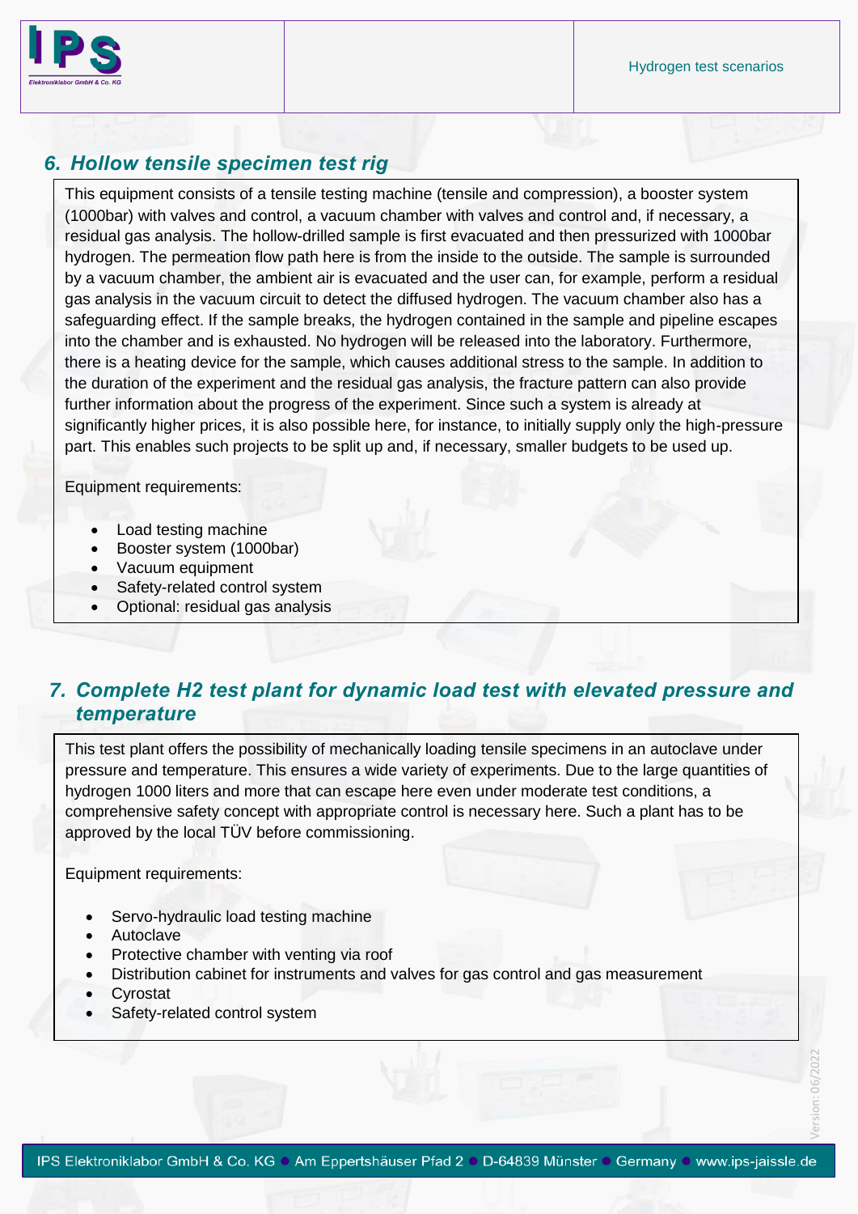## 6. Hollow tensile specimen test rig

This equipment consists of a tensile testing machine (tensile and compression), a booster system (1000bar) with valves and control, a vacuum chamber with valves and control and, if necessary, a residual gas analysis. The hollow-drilled sample is first evacuated and then pressurized with 1000bar hydrogen. The permeation flow path here is from the inside to the outside. The sample is surrounded by a vacuum chamber, the ambient air is evacuated and the user can, for example, perform a residual gas analysis in the vacuum circuit to detect the diffused hydrogen. The vacuum chamber also has a safeguarding effect. If the sample breaks, the hydrogen contained in the sample and pipeline escapes into the chamber and is exhausted. No hydrogen will be released into the laboratory. Furthermore, there is a heating device for the sample, which causes additional stress to the sample. In addition to the duration of the experiment and the residual gas analysis, the fracture pattern can also provide further information about the progress of the experiment. Since such a system is already at significantly higher prices, it is also possible here, for instance, to initially supply only the high-pressure part. This enables such projects to be split up and, if necessary, smaller budgets to be used up.

Equipment requirements:

- Load testing machine
- Booster system (1000bar)
- Vacuum equipment
- Safety-related control system
- Optional: residual gas analysis

## 7. Complete H2 test plant for dynamic load test with elevated pressure and temperature

This test plant offers the possibility of mechanically loading tensile specimens in an autoclave under pressure and temperature. This ensures a wide variety of experiments. Due to the large quantities of hydrogen 1000 liters and more that can escape here even under moderate test conditions, a comprehensive safety concept with appropriate control is necessary here. Such a plant has to be approved by the local TÜV before commissioning.

Equipment requirements:

- Servo-hydraulic load testing machine
- Autoclave
- Protective chamber with venting via roof
- Distribution cabinet for instruments and valves for gas control and gas measurement
- Cyrostat
- Safety-related control system